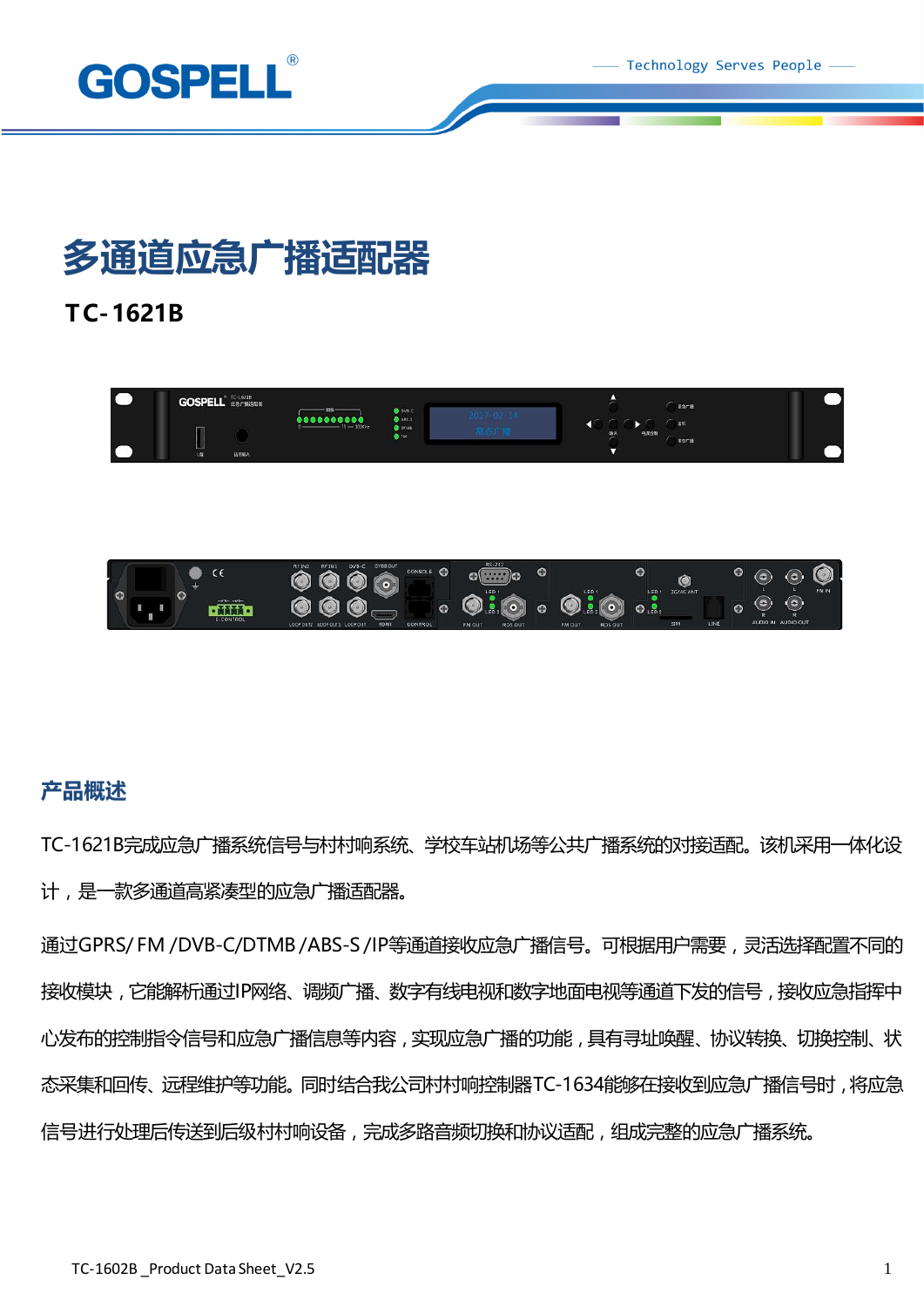# 多通道应急广播适配器

**TC-1621B**

## 产品概述

TC-1621B完成应急广播系统信号与村村响系统、学校车站机场等公共广播系统的对接适配。该机采用一体化设计，是一款多通道高紧凑型的应急广播适配器。

通过GPRS/ FM /DVB-C/DTMB /ABS-S /IP等通道接收应急广播信号。可根据用户需要，灵活选择配置不同的接收模块，它能解析通过IP网络、调频广播、数字有线电视和数字地面电视等通道下发的信号，接收应急指挥中心发布的控制指令信号和应急广播信息等内容，实现应急广播的功能，具有寻址唤醒、协议转换、切换控制、状态采集和回传、远程维护等功能。同时结合我公司村村响控制器TC-1634能够在接收到应急广播信号时，将应急信号进行处理后传送到后级村村响设备，完成多路音频切换和协议适配，组成完整的应急广播系统。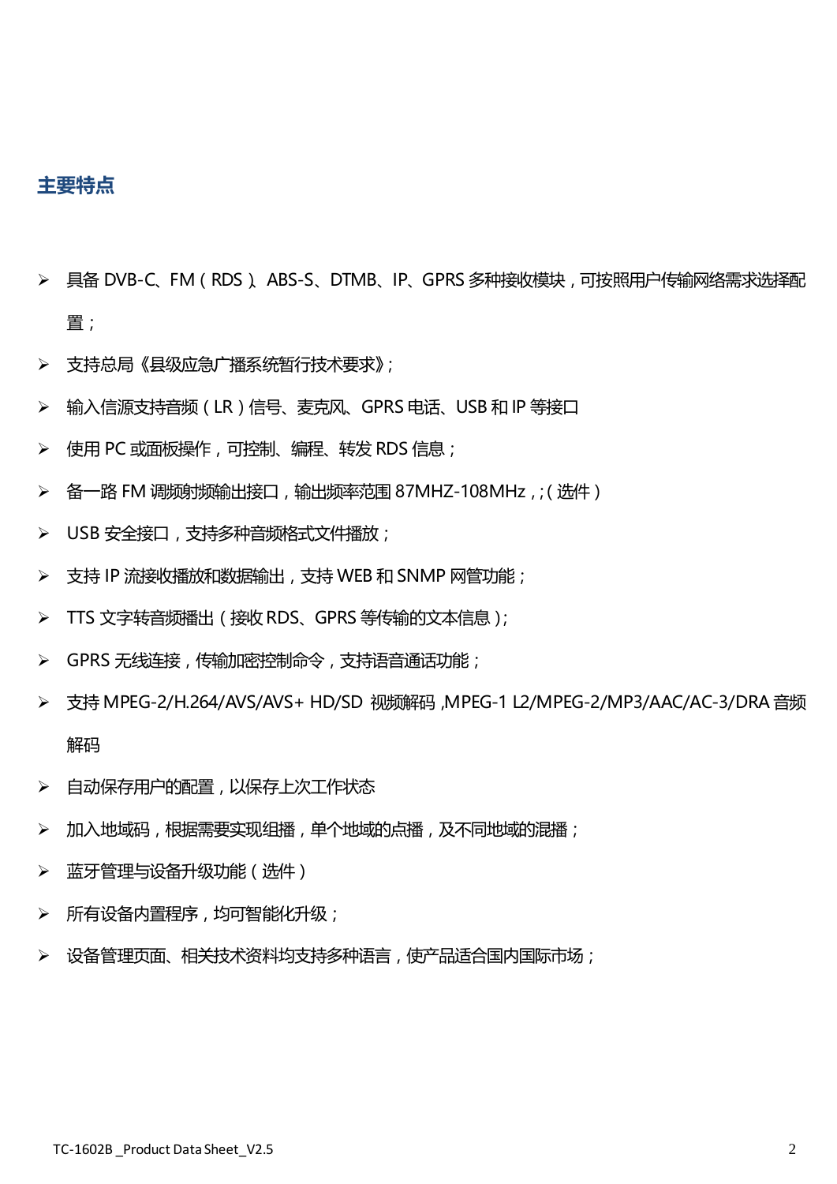## 主要特点

- 具备 DVB-C、FM（RDS）、ABS-S、DTMB、IP、GPRS 多种接收模块，可按照用户传输网络需求选择配置；
- 支持总局《县级应急广播系统暂行技术要求》;
- 输入信源支持音频（LR）信号、麦克风、GPRS 电话、USB 和 IP 等接口
- 使用 PC 或面板操作，可控制、编程、转发 RDS 信息；
- 备一路 FM 调频射频输出接口，输出频率范围 87MHZ-108MHz，;（选件）
- USB 安全接口，支持多种音频格式文件播放；
- 支持 IP 流接收播放和数据输出，支持 WEB 和 SNMP 网管功能；
- TTS 文字转音频播出（接收 RDS、GPRS 等传输的文本信息）;
- GPRS 无线连接，传输加密控制命令，支持语音通话功能；
- 支持 MPEG-2/H.264/AVS/AVS+ HD/SD 视频解码 ,MPEG-1 L2/MPEG-2/MP3/AAC/AC-3/DRA 音频解码
- 自动保存用户的配置，以保存上次工作状态
- 加入地域码，根据需要实现组播，单个地域的点播，及不同地域的混播；
- 蓝牙管理与设备升级功能（选件）
- 所有设备内置程序，均可智能化升级；
- 设备管理页面、相关技术资料均支持多种语言，使产品适合国内国际市场；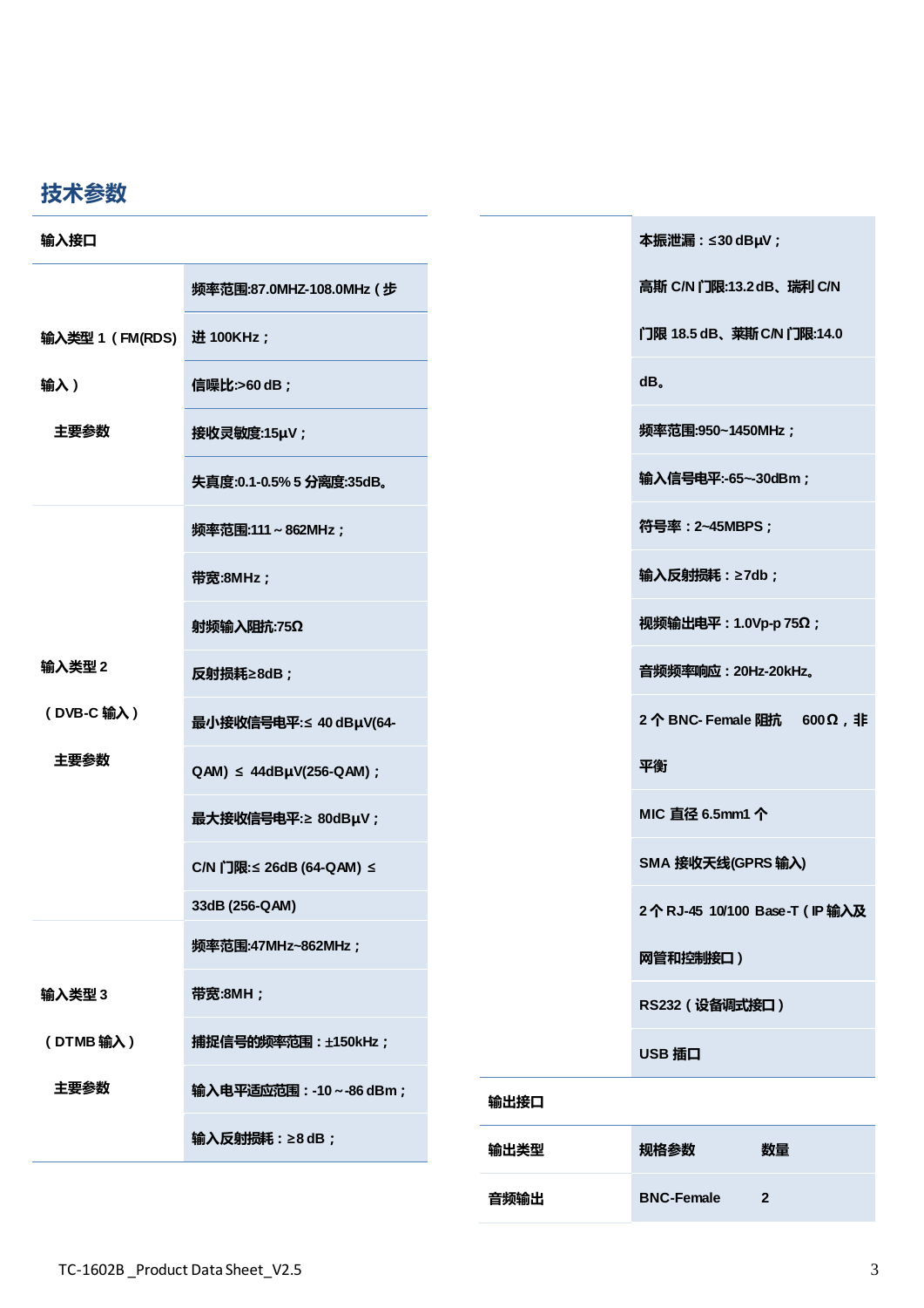## 技术参数

| 输入接口 | |
|---|---|
| 输入类型 1（FM(RDS) 输入）主要参数 | 频率范围:87.0MHZ-108.0MHz（步进 100KHz；<br>信噪比:>60 dB；<br>接收灵敏度:15μV；<br>失真度:0.1-0.5% 5 分离度:35dB。 |
| 输入类型 2（DVB-C 输入）主要参数 | 频率范围:111～862MHz；<br>带宽:8MHz；<br>射频输入阻抗:75Ω<br>反射损耗≥8dB；<br>最小接收信号电平:≤ 40 dBμV(64-QAM) ≤ 44dBμV(256-QAM)；<br>最大接收信号电平:≥ 80dBμV；<br>C/N 门限:≤ 26dB (64-QAM) ≤ 33dB (256-QAM) |
| 输入类型 3（DTMB 输入）主要参数 | 频率范围:47MHz~862MHz；<br>带宽:8MH；<br>捕捉信号的频率范围：±150kHz；<br>输入电平适应范围：-10～-86 dBm；<br>输入反射损耗：≥8 dB； |
| | 本振泄漏：≤30 dBμV；<br>高斯 C/N 门限:13.2 dB、瑞利 C/N 门限 18.5 dB、莱斯 C/N 门限:14.0 dB。<br>频率范围:950~1450MHz；<br>输入信号电平:-65~-30dBm；<br>符号率：2~45MBPS；<br>输入反射损耗：≥7db；<br>视频输出电平：1.0Vp-p 75Ω；<br>音频频率响应：20Hz-20kHz。<br>2 个 BNC- Female 阻抗 600Ω，非平衡<br>MIC 直径 6.5mm1 个<br>SMA 接收天线(GPRS 输入)<br>2 个 RJ-45 10/100 Base-T（IP 输入及网管和控制接口）<br>RS232（设备调试接口）<br>USB 插口 |

| 输出接口 | | |
|---|---|---|
| 输出类型 | 规格参数 | 数量 |
| 音频输出 | BNC-Female | 2 |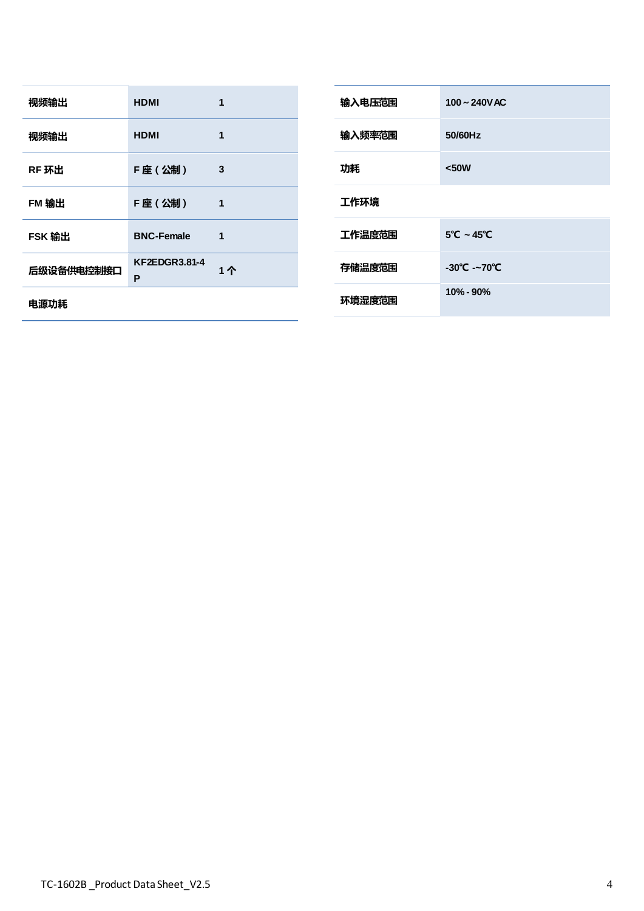| 视频输出 | HDMI | 1 |
|---|---|---|
| 视频输出 | HDMI | 1 |
| RF 环出 | F 座（公制） | 3 |
| FM 输出 | F 座（公制） | 1 |
| FSK 输出 | BNC-Female | 1 |
| 后级设备供电控制接口 | KF2EDGR3.81-4P | 1 个 |
| 电源功耗 | | |

| 输入电压范围 | 100 ~ 240V AC |
|---|---|
| 输入频率范围 | 50/60Hz |
| 功耗 | <50W |
| 工作环境 | |
| 工作温度范围 | 5℃ ~ 45℃ |
| 存储温度范围 | -30℃ -~70℃ |
| 环境湿度范围 | 10% - 90% |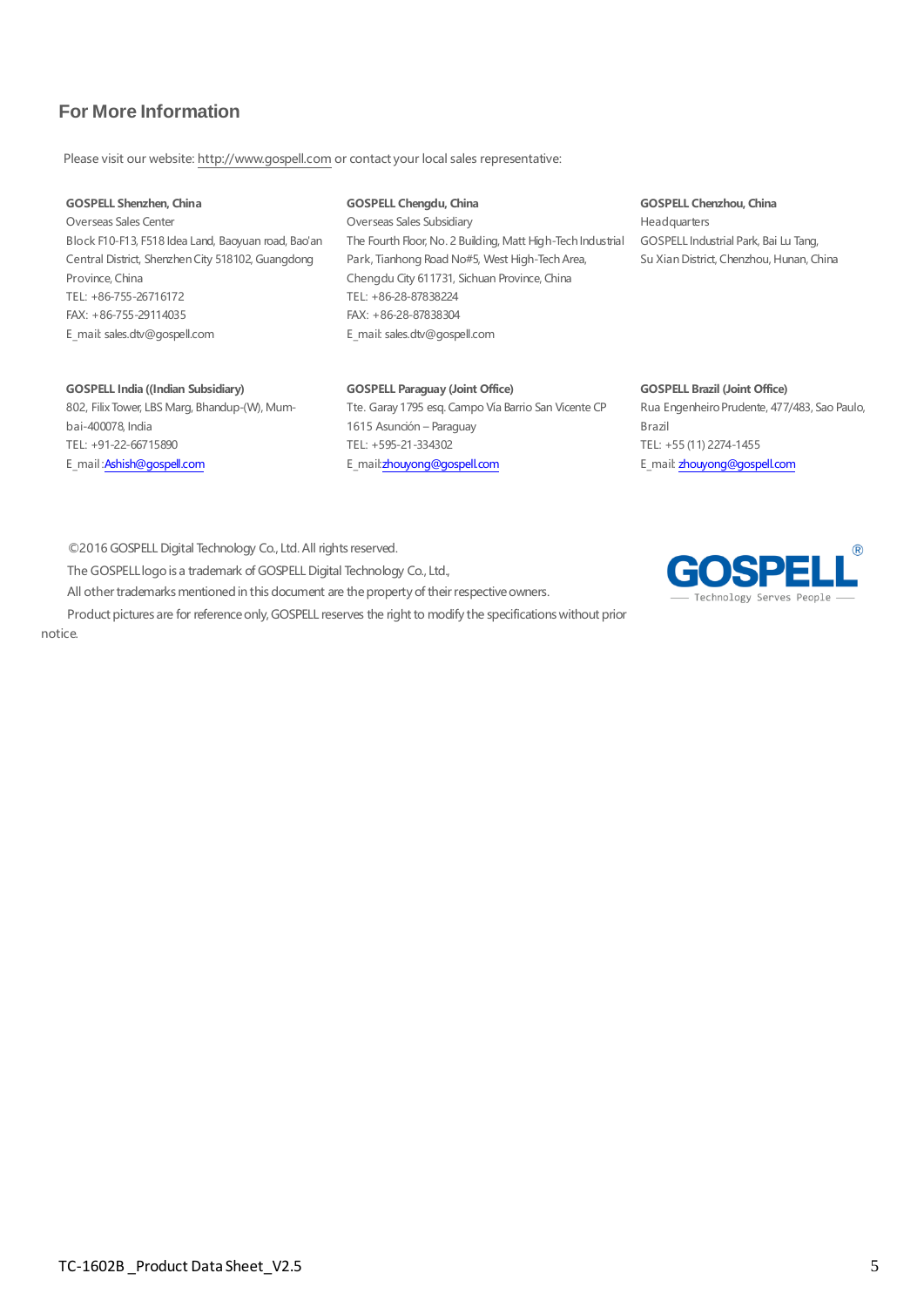## For More Information

Please visit our website: http://www.gospell.com or contact your local sales representative:

**GOSPELL Shenzhen, China**
Overseas Sales Center
Block F10-F13, F518 Idea Land, Baoyuan road, Bao'an Central District, Shenzhen City 518102, Guangdong Province, China
TEL: +86-755-26716172
FAX: +86-755-29114035
E_mail: sales.dtv@gospell.com

**GOSPELL Chengdu, China**
Overseas Sales Subsidiary
The Fourth Floor, No. 2 Building, Matt High-Tech Industrial Park, Tianhong Road No#5, West High-Tech Area, Chengdu City 611731, Sichuan Province, China
TEL: +86-28-87838224
FAX: +86-28-87838304
E_mail: sales.dtv@gospell.com

**GOSPELL Chenzhou, China**
Headquarters
GOSPELL Industrial Park, Bai Lu Tang, Su Xian District, Chenzhou, Hunan, China

**GOSPELL India ((Indian Subsidiary)**
802, Filix Tower, LBS Marg, Bhandup-(W), Mumbai-400078, India
TEL: +91-22-66715890
E_mail :Ashish@gospell.com

**GOSPELL Paraguay (Joint Office)**
Tte. Garay 1795 esq. Campo Vía Barrio San Vicente CP 1615 Asunción – Paraguay
TEL: +595-21-334302
E_mail:zhouyong@gospell.com

**GOSPELL Brazil (Joint Office)**
Rua Engenheiro Prudente, 477/483, Sao Paulo, Brazil
TEL: +55 (11) 2274-1455
E_mail: zhouyong@gospell.com

©2016 GOSPELL Digital Technology Co., Ltd. All rights reserved.

The GOSPELL logo is a trademark of GOSPELL Digital Technology Co., Ltd.,

All other trademarks mentioned in this document are the property of their respective owners.

Product pictures are for reference only, GOSPELL reserves the right to modify the specifications without prior notice.

GOSPELL®
Technology Serves People